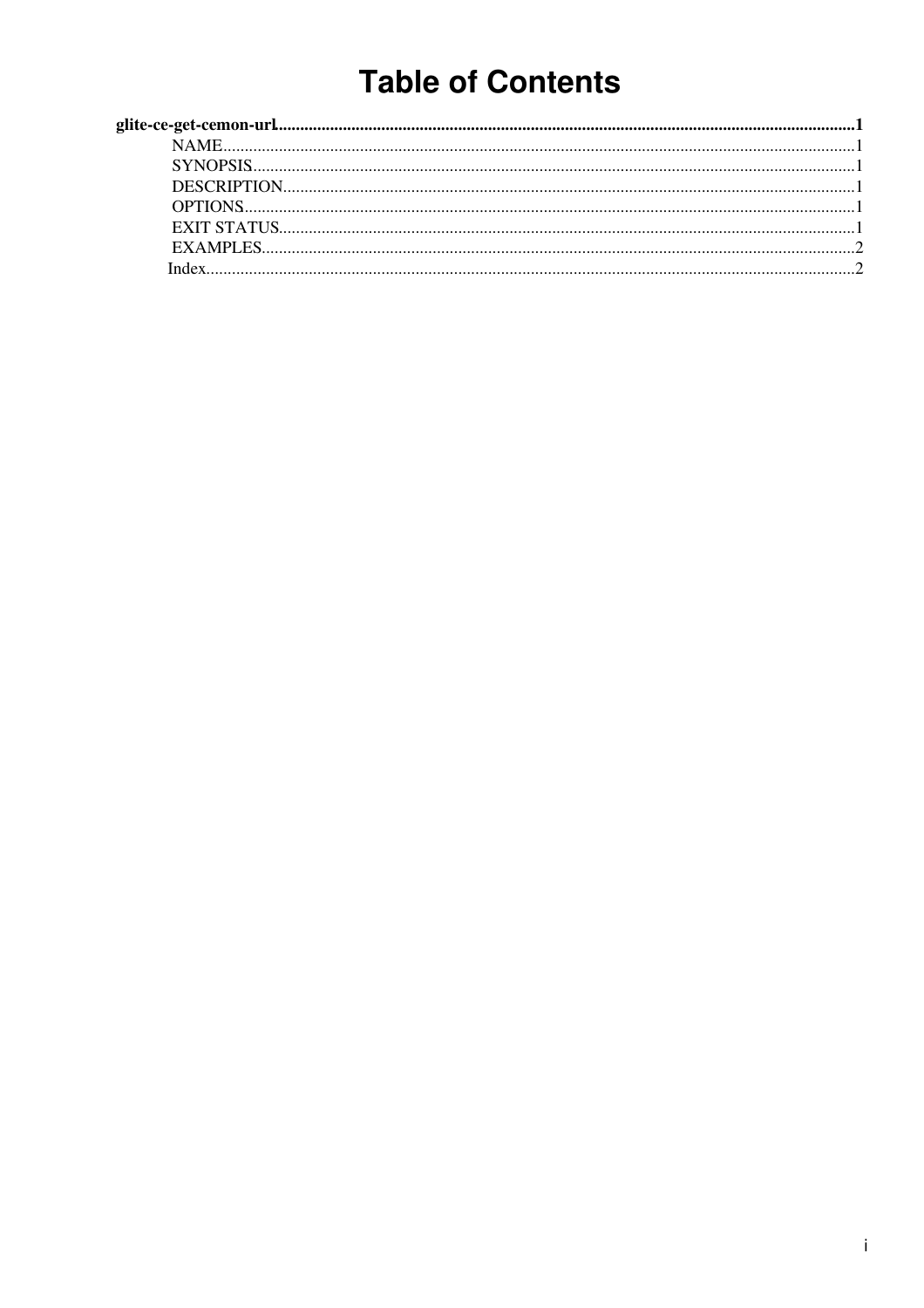# Table of Contents

**glite-ce-get-cemon-url**......................................................................................................................................**1**

- NAME..................................................................................................................................1
- SYNOPSIS...........................................................................................................................1
- DESCRIPTION....................................................................................................................1
- OPTIONS.............................................................................................................................1
- EXIT STATUS.....................................................................................................................1
- EXAMPLES.........................................................................................................................2
- Index......................................................................................................................................2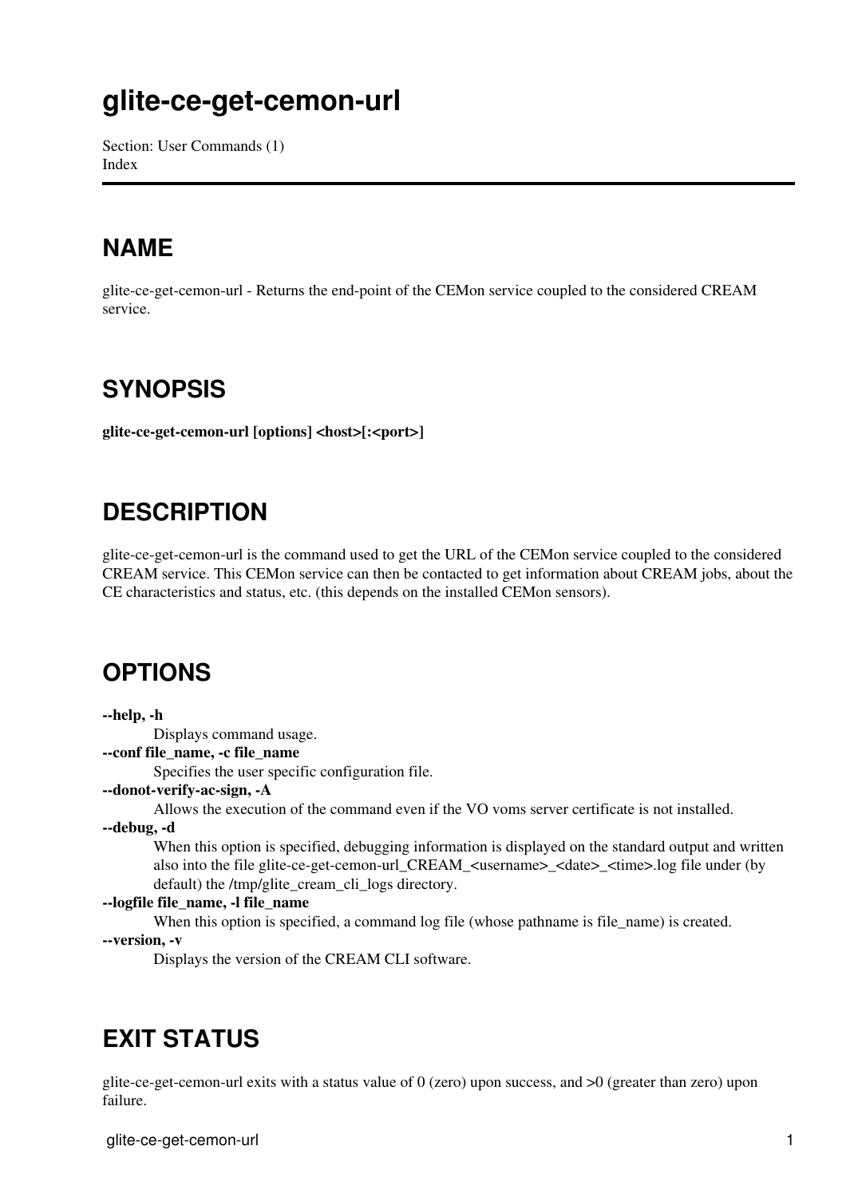# glite-ce-get-cemon-url

Section: User Commands (1)
Index

---

## NAME

glite-ce-get-cemon-url - Returns the end-point of the CEMon service coupled to the considered CREAM service.

## SYNOPSIS

**glite-ce-get-cemon-url [options] <host>[:<port>]**

## DESCRIPTION

glite-ce-get-cemon-url is the command used to get the URL of the CEMon service coupled to the considered CREAM service. This CEMon service can then be contacted to get information about CREAM jobs, about the CE characteristics and status, etc. (this depends on the installed CEMon sensors).

## OPTIONS

**--help, -h**
: Displays command usage.

**--conf file_name, -c file_name**
: Specifies the user specific configuration file.

**--donot-verify-ac-sign, -A**
: Allows the execution of the command even if the VO voms server certificate is not installed.

**--debug, -d**
: When this option is specified, debugging information is displayed on the standard output and written also into the file glite-ce-get-cemon-url_CREAM_<username>_<date>_<time>.log file under (by default) the /tmp/glite_cream_cli_logs directory.

**--logfile file_name, -l file_name**
: When this option is specified, a command log file (whose pathname is file_name) is created.

**--version, -v**
: Displays the version of the CREAM CLI software.

## EXIT STATUS

glite-ce-get-cemon-url exits with a status value of 0 (zero) upon success, and >0 (greater than zero) upon failure.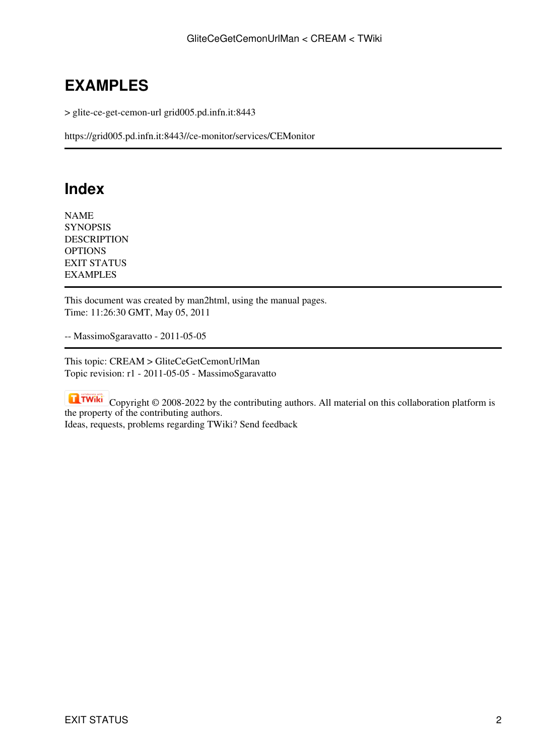## EXAMPLES

> glite-ce-get-cemon-url grid005.pd.infn.it:8443

https://grid005.pd.infn.it:8443//ce-monitor/services/CEMonitor

---

## Index

NAME
SYNOPSIS
DESCRIPTION
OPTIONS
EXIT STATUS
EXAMPLES

---

This document was created by man2html, using the manual pages.
Time: 11:26:30 GMT, May 05, 2011

-- MassimoSgaravatto - 2011-05-05

---

This topic: CREAM > GliteCeGetCemonUrlMan
Topic revision: r1 - 2011-05-05 - MassimoSgaravatto

Copyright © 2008-2022 by the contributing authors. All material on this collaboration platform is the property of the contributing authors.
Ideas, requests, problems regarding TWiki? Send feedback